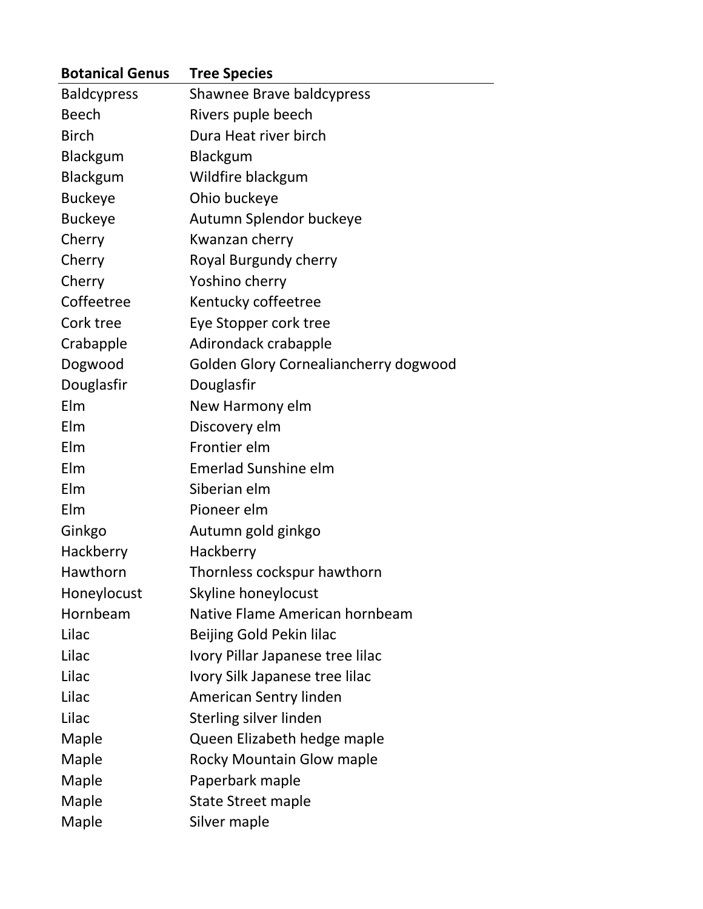| Botanical Genus | Tree Species |
|---|---|
| Baldcypress | Shawnee Brave baldcypress |
| Beech | Rivers puple beech |
| Birch | Dura Heat river birch |
| Blackgum | Blackgum |
| Blackgum | Wildfire blackgum |
| Buckeye | Ohio buckeye |
| Buckeye | Autumn Splendor buckeye |
| Cherry | Kwanzan cherry |
| Cherry | Royal Burgundy cherry |
| Cherry | Yoshino cherry |
| Coffeetree | Kentucky coffeetree |
| Cork tree | Eye Stopper cork tree |
| Crabapple | Adirondack crabapple |
| Dogwood | Golden Glory Cornealiancherry dogwood |
| Douglasfir | Douglasfir |
| Elm | New Harmony elm |
| Elm | Discovery elm |
| Elm | Frontier elm |
| Elm | Emerlad Sunshine elm |
| Elm | Siberian elm |
| Elm | Pioneer elm |
| Ginkgo | Autumn gold ginkgo |
| Hackberry | Hackberry |
| Hawthorn | Thornless cockspur hawthorn |
| Honeylocust | Skyline honeylocust |
| Hornbeam | Native Flame American hornbeam |
| Lilac | Beijing Gold Pekin lilac |
| Lilac | Ivory Pillar Japanese tree lilac |
| Lilac | Ivory Silk Japanese tree lilac |
| Lilac | American Sentry linden |
| Lilac | Sterling silver linden |
| Maple | Queen Elizabeth hedge maple |
| Maple | Rocky Mountain Glow maple |
| Maple | Paperbark maple |
| Maple | State Street maple |
| Maple | Silver maple |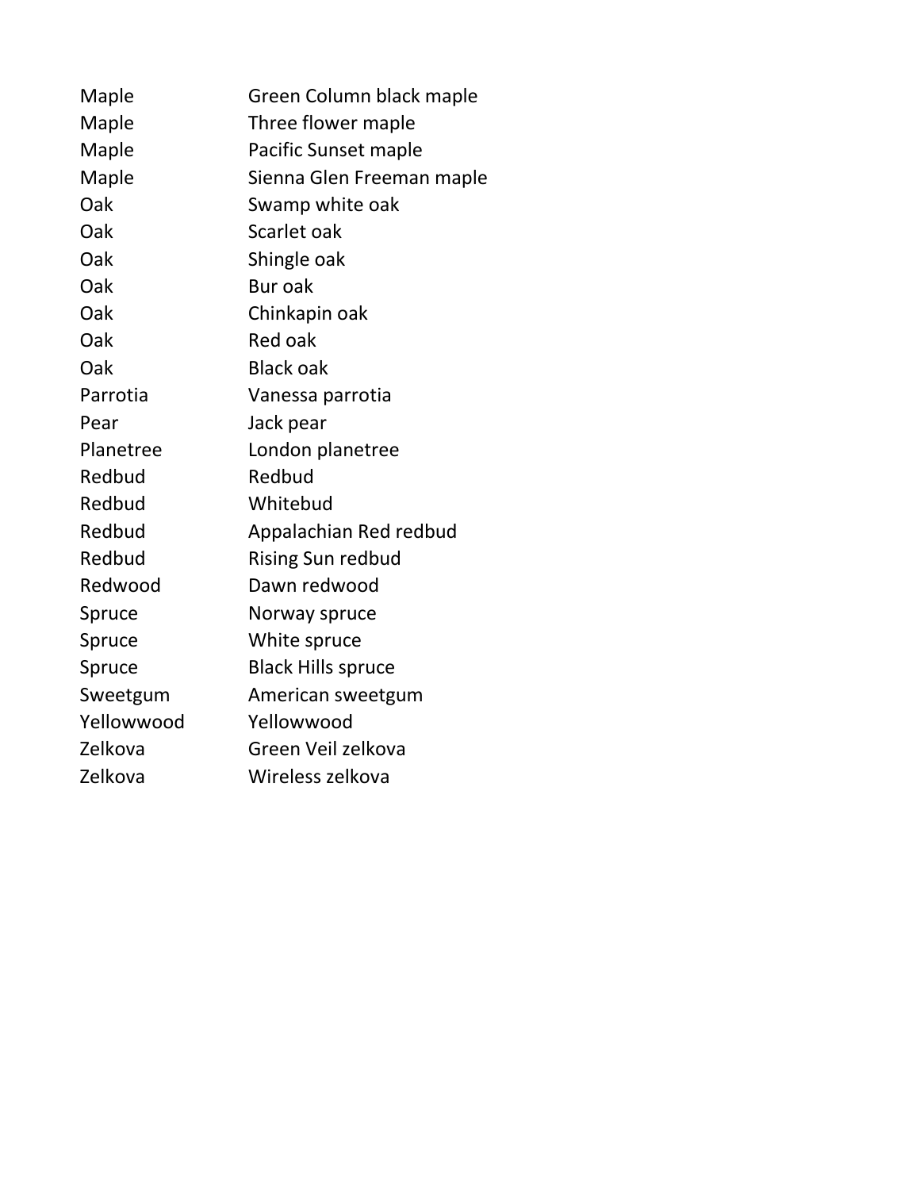| | |
|---|---|
| Maple | Green Column black maple |
| Maple | Three flower maple |
| Maple | Pacific Sunset maple |
| Maple | Sienna Glen Freeman maple |
| Oak | Swamp white oak |
| Oak | Scarlet oak |
| Oak | Shingle oak |
| Oak | Bur oak |
| Oak | Chinkapin oak |
| Oak | Red oak |
| Oak | Black oak |
| Parrotia | Vanessa parrotia |
| Pear | Jack pear |
| Planetree | London planetree |
| Redbud | Redbud |
| Redbud | Whitebud |
| Redbud | Appalachian Red redbud |
| Redbud | Rising Sun redbud |
| Redwood | Dawn redwood |
| Spruce | Norway spruce |
| Spruce | White spruce |
| Spruce | Black Hills spruce |
| Sweetgum | American sweetgum |
| Yellowwood | Yellowwood |
| Zelkova | Green Veil zelkova |
| Zelkova | Wireless zelkova |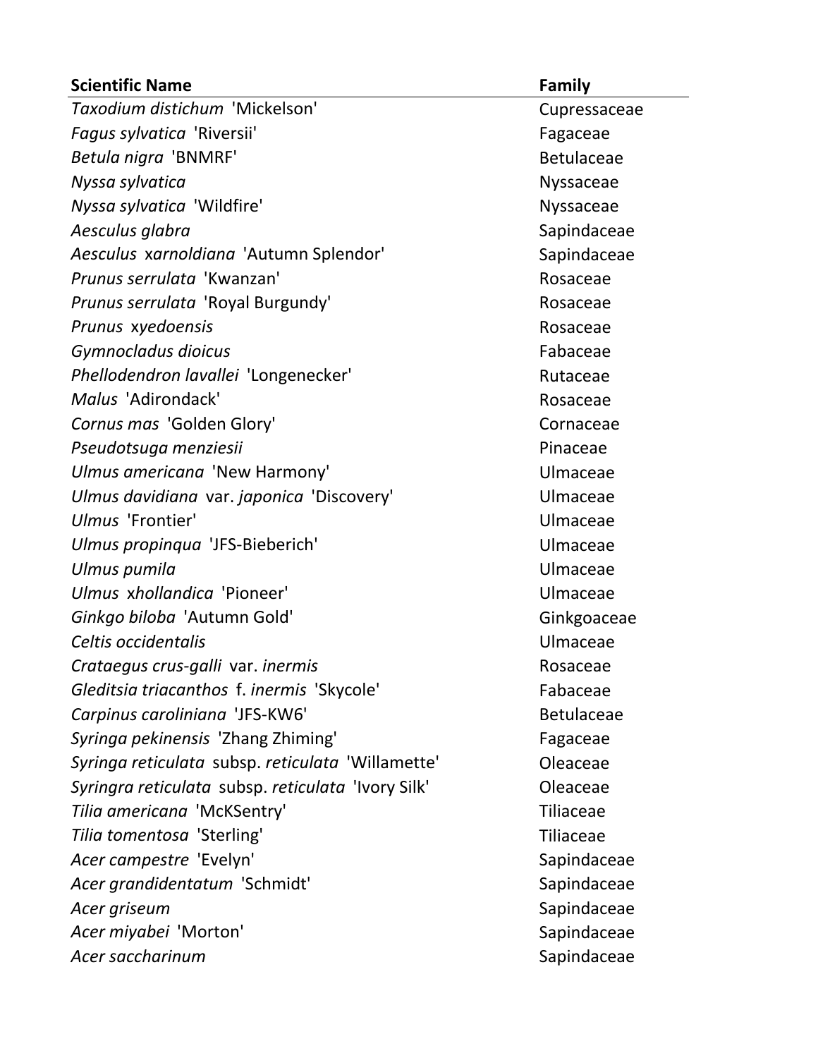| Scientific Name | Family |
| --- | --- |
| *Taxodium distichum* 'Mickelson' | Cupressaceae |
| *Fagus sylvatica* 'Riversii' | Fagaceae |
| *Betula nigra* 'BNMRF' | Betulaceae |
| *Nyssa sylvatica* | Nyssaceae |
| *Nyssa sylvatica* 'Wildfire' | Nyssaceae |
| *Aesculus glabra* | Sapindaceae |
| *Aesculus* x*arnoldiana* 'Autumn Splendor' | Sapindaceae |
| *Prunus serrulata* 'Kwanzan' | Rosaceae |
| *Prunus serrulata* 'Royal Burgundy' | Rosaceae |
| *Prunus* x*yedoensis* | Rosaceae |
| *Gymnocladus dioicus* | Fabaceae |
| *Phellodendron lavallei* 'Longenecker' | Rutaceae |
| *Malus* 'Adirondack' | Rosaceae |
| *Cornus mas* 'Golden Glory' | Cornaceae |
| *Pseudotsuga menziesii* | Pinaceae |
| *Ulmus americana* 'New Harmony' | Ulmaceae |
| *Ulmus davidiana* var. *japonica* 'Discovery' | Ulmaceae |
| *Ulmus* 'Frontier' | Ulmaceae |
| *Ulmus propinqua* 'JFS-Bieberich' | Ulmaceae |
| *Ulmus pumila* | Ulmaceae |
| *Ulmus* x*hollandica* 'Pioneer' | Ulmaceae |
| *Ginkgo biloba* 'Autumn Gold' | Ginkgoaceae |
| *Celtis occidentalis* | Ulmaceae |
| *Crataegus crus-galli* var. *inermis* | Rosaceae |
| *Gleditsia triacanthos* f. *inermis* 'Skycole' | Fabaceae |
| *Carpinus caroliniana* 'JFS-KW6' | Betulaceae |
| *Syringa pekinensis* 'Zhang Zhiming' | Fagaceae |
| *Syringa reticulata* subsp. *reticulata* 'Willamette' | Oleaceae |
| *Syringra reticulata* subsp. *reticulata* 'Ivory Silk' | Oleaceae |
| *Tilia americana* 'McKSentry' | Tiliaceae |
| *Tilia tomentosa* 'Sterling' | Tiliaceae |
| *Acer campestre* 'Evelyn' | Sapindaceae |
| *Acer grandidentatum* 'Schmidt' | Sapindaceae |
| *Acer griseum* | Sapindaceae |
| *Acer miyabei* 'Morton' | Sapindaceae |
| *Acer saccharinum* | Sapindaceae |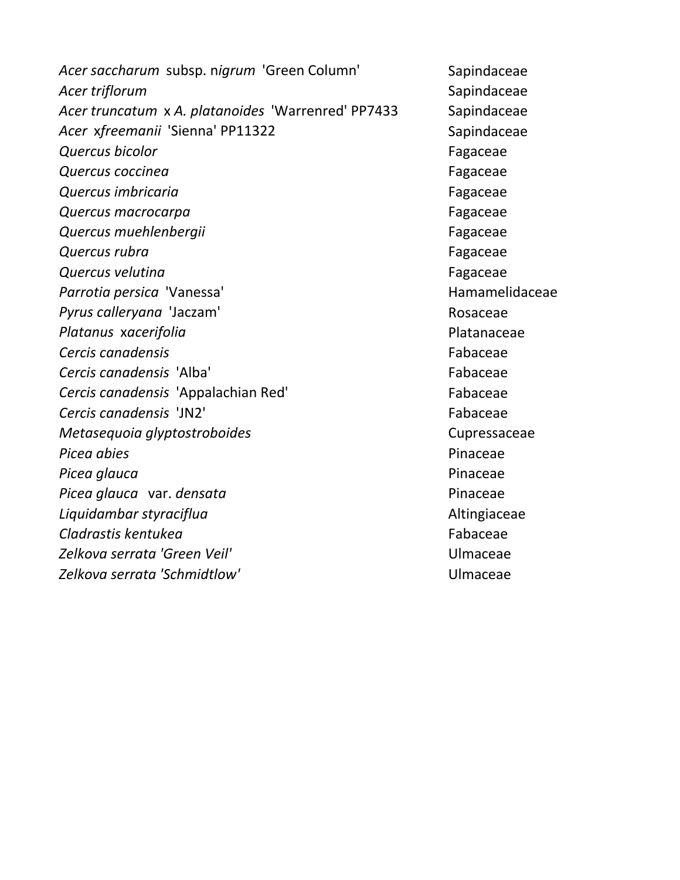| | |
|---|---|
| *Acer saccharum* subsp. n*igrum* 'Green Column' | Sapindaceae |
| *Acer triflorum* | Sapindaceae |
| *Acer truncatum* x *A. platanoides* 'Warrenred' PP7433 | Sapindaceae |
| *Acer* x*freemanii* 'Sienna' PP11322 | Sapindaceae |
| *Quercus bicolor* | Fagaceae |
| *Quercus coccinea* | Fagaceae |
| *Quercus imbricaria* | Fagaceae |
| *Quercus macrocarpa* | Fagaceae |
| *Quercus muehlenbergii* | Fagaceae |
| *Quercus rubra* | Fagaceae |
| *Quercus velutina* | Fagaceae |
| *Parrotia persica* 'Vanessa' | Hamamelidaceae |
| *Pyrus calleryana* 'Jaczam' | Rosaceae |
| *Platanus* x*acerifolia* | Platanaceae |
| *Cercis canadensis* | Fabaceae |
| *Cercis canadensis* 'Alba' | Fabaceae |
| *Cercis canadensis* 'Appalachian Red' | Fabaceae |
| *Cercis canadensis* 'JN2' | Fabaceae |
| *Metasequoia glyptostroboides* | Cupressaceae |
| *Picea abies* | Pinaceae |
| *Picea glauca* | Pinaceae |
| *Picea glauca* var. *densata* | Pinaceae |
| *Liquidambar styraciflua* | Altingiaceae |
| *Cladrastis kentukea* | Fabaceae |
| *Zelkova serrata 'Green Veil'* | Ulmaceae |
| *Zelkova serrata 'Schmidtlow'* | Ulmaceae |